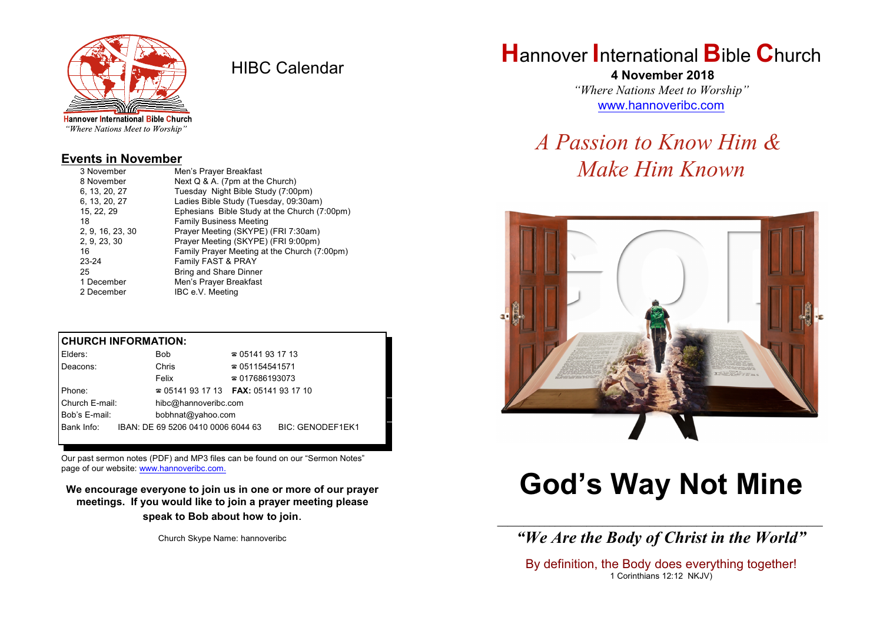Hannover International Bible Church
*"Where Nations Meet to Worship"*

# HIBC Calendar

## Events in November

| | |
|---|---|
| 3 November | Men's Prayer Breakfast |
| 8 November | Next Q & A. (7pm at the Church) |
| 6, 13, 20, 27 | Tuesday Night Bible Study (7:00pm) |
| 6, 13, 20, 27 | Ladies Bible Study (Tuesday, 09:30am) |
| 15, 22, 29 | Ephesians Bible Study at the Church (7:00pm) |
| 18 | Family Business Meeting |
| 2, 9, 16, 23, 30 | Prayer Meeting (SKYPE) (FRI 7:30am) |
| 2, 9, 23, 30 | Prayer Meeting (SKYPE) (FRI 9:00pm) |
| 16 | Family Prayer Meeting at the Church (7:00pm) |
| 23-24 | Family FAST & PRAY |
| 25 | Bring and Share Dinner |
| 1 December | Men's Prayer Breakfast |
| 2 December | IBC e.V. Meeting |

**CHURCH INFORMATION:**

| | | |
|---|---|---|
| Elders: | Bob | ☎ 05141 93 17 13 |
| Deacons: | Chris | ☎ 051154541571 |
| | Felix | ☎ 017686193073 |
| Phone: | ☎ 05141 93 17 13 | **FAX:** 05141 93 17 10 |
| Church E-mail: | hibc@hannoveribc.com | |
| Bob's E-mail: | bobhnat@yahoo.com | |
| Bank Info: | IBAN: DE 69 5206 0410 0006 6044 63 | BIC: GENODEF1EK1 |

Our past sermon notes (PDF) and MP3 files can be found on our "Sermon Notes" page of our website: www.hannoveribc.com.

**We encourage everyone to join us in one or more of our prayer meetings. If you would like to join a prayer meeting please speak to Bob about how to join.**

Church Skype Name: hannoveribc

# Hannover International Bible Church

**4 November 2018**

*"Where Nations Meet to Worship"*

www.hannoveribc.com

## *A Passion to Know Him & Make Him Known*

# God's Way Not Mine

***"We Are the Body of Christ in the World"***

By definition, the Body does everything together!
1 Corinthians 12:12 NKJV)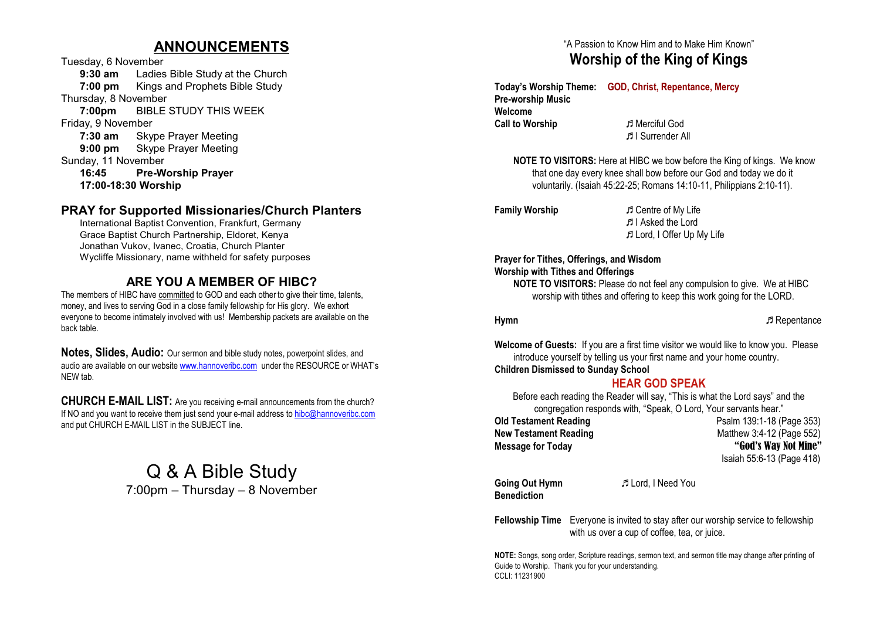## ANNOUNCEMENTS

Tuesday, 6 November
- **9:30 am** Ladies Bible Study at the Church
- **7:00 pm** Kings and Prophets Bible Study

Thursday, 8 November
- **7:00pm** BIBLE STUDY THIS WEEK

Friday, 9 November
- **7:30 am** Skype Prayer Meeting
- **9:00 pm** Skype Prayer Meeting

Sunday, 11 November
- **16:45** **Pre-Worship Prayer**
- **17:00-18:30 Worship**

### PRAY for Supported Missionaries/Church Planters

International Baptist Convention, Frankfurt, Germany
Grace Baptist Church Partnership, Eldoret, Kenya
Jonathan Vukov, Ivanec, Croatia, Church Planter
Wycliffe Missionary, name withheld for safety purposes

### ARE YOU A MEMBER OF HIBC?

The members of HIBC have committed to GOD and each other to give their time, talents, money, and lives to serving God in a close family fellowship for His glory. We exhort everyone to become intimately involved with us! Membership packets are available on the back table.

**Notes, Slides, Audio:** Our sermon and bible study notes, powerpoint slides, and audio are available on our website www.hannoveribc.com under the RESOURCE or WHAT's NEW tab.

**CHURCH E-MAIL LIST:** Are you receiving e-mail announcements from the church? If NO and you want to receive them just send your e-mail address to hibc@hannoveribc.com and put CHURCH E-MAIL LIST in the SUBJECT line.

## Q & A Bible Study

7:00pm – Thursday – 8 November

"A Passion to Know Him and to Make Him Known"

## Worship of the King of Kings

**Today's Worship Theme:** **GOD, Christ, Repentance, Mercy**
**Pre-worship Music**
**Welcome**
**Call to Worship** ♫ Merciful God
♫ I Surrender All

**NOTE TO VISITORS:** Here at HIBC we bow before the King of kings. We know that one day every knee shall bow before our God and today we do it voluntarily. (Isaiah 45:22-25; Romans 14:10-11, Philippians 2:10-11).

**Family Worship** ♫ Centre of My Life
♫ I Asked the Lord
♫ Lord, I Offer Up My Life

**Prayer for Tithes, Offerings, and Wisdom**
**Worship with Tithes and Offerings**
**NOTE TO VISITORS:** Please do not feel any compulsion to give. We at HIBC worship with tithes and offering to keep this work going for the LORD.

**Hymn** ♫ Repentance

**Welcome of Guests:** If you are a first time visitor we would like to know you. Please introduce yourself by telling us your first name and your home country.
**Children Dismissed to Sunday School**

### HEAR GOD SPEAK

Before each reading the Reader will say, "This is what the Lord says" and the congregation responds with, "Speak, O Lord, Your servants hear."

**Old Testament Reading** Psalm 139:1-18 (Page 353)
**New Testament Reading** Matthew 3:4-12 (Page 552)
**Message for Today** **"God's Way Not Mine"**
Isaiah 55:6-13 (Page 418)

**Going Out Hymn** ♫ Lord, I Need You
**Benediction**

**Fellowship Time** Everyone is invited to stay after our worship service to fellowship with us over a cup of coffee, tea, or juice.

**NOTE:** Songs, song order, Scripture readings, sermon text, and sermon title may change after printing of Guide to Worship. Thank you for your understanding.
CCLI: 11231900